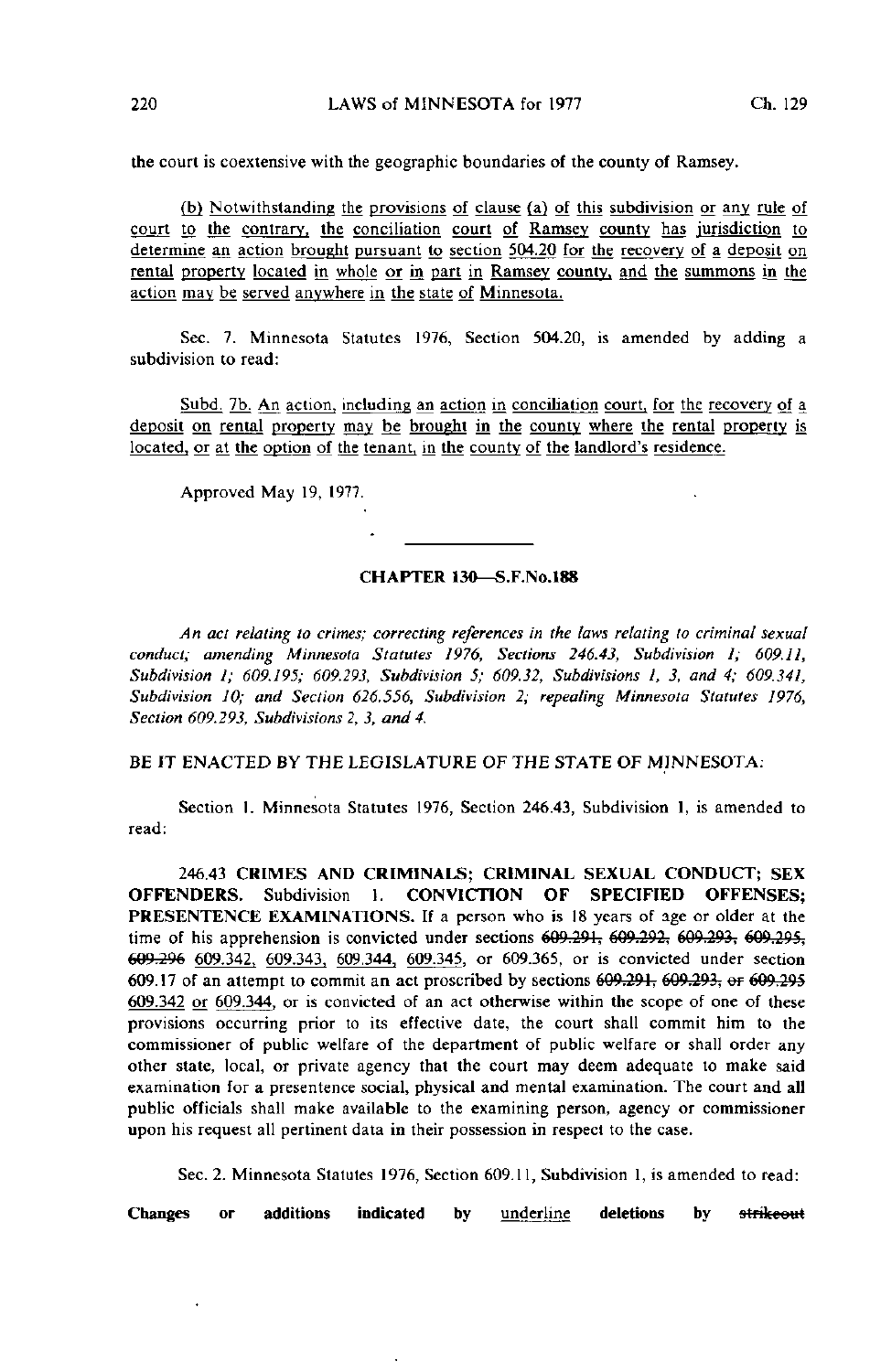the court is coextensive with the geographic boundaries of the county of Ramsey.

(b) Notwithstanding the provisions of clause (a) of this subdivision or any rule of court to the contrary, the conciliation court of Ramsey county has jurisdiction to determine an action brought pursuant to section 504.20 for the recovery of a deposit on rental property located in whole or in part in Ramsey county, and the summons in the action may be served anywhere in the state of Minnesota.

Sec. 7. Minnesota Statutes 1976, Section 504.20, is amended by adding a subdivision to read:

Subd. 7b. An action, including an action in conciliation court, for the recovery of a deposit on rental property may be brought in the county where the rental property is located, or at the option of the tenant, in the county of the landlord's residence.

Approved May 19, 1977.

---

## CHAPTER 130—S.F.No.188

*An act relating to crimes; correcting references in the laws relating to criminal sexual conduct; amending Minnesota Statutes 1976, Sections 246.43, Subdivision 1; 609.11, Subdivision 1; 609.195; 609.293, Subdivision 5; 609.32, Subdivisions 1, 3, and 4; 609.341, Subdivision 10; and Section 626.556, Subdivision 2; repealing Minnesota Statutes 1976, Section 609.293, Subdivisions 2, 3, and 4.*

BE IT ENACTED BY THE LEGISLATURE OF THE STATE OF MINNESOTA:

Section 1. Minnesota Statutes 1976, Section 246.43, Subdivision 1, is amended to read:

246.43 **CRIMES AND CRIMINALS; CRIMINAL SEXUAL CONDUCT; SEX OFFENDERS.** Subdivision 1. **CONVICTION OF SPECIFIED OFFENSES; PRESENTENCE EXAMINATIONS.** If a person who is 18 years of age or older at the time of his apprehension is convicted under sections ~~609.291, 609.292, 609.293, 609.295, 609.296~~ 609.342, 609.343, 609.344, 609.345, or 609.365, or is convicted under section 609.17 of an attempt to commit an act proscribed by sections ~~609.291, 609.293, or 609.295~~ 609.342 or 609.344, or is convicted of an act otherwise within the scope of one of these provisions occurring prior to its effective date, the court shall commit him to the commissioner of public welfare of the department of public welfare or shall order any other state, local, or private agency that the court may deem adequate to make said examination for a presentence social, physical and mental examination. The court and all public officials shall make available to the examining person, agency or commissioner upon his request all pertinent data in their possession in respect to the case.

Sec. 2. Minnesota Statutes 1976, Section 609.11, Subdivision 1, is amended to read:

**Changes or additions indicated by** underline **deletions by** ~~strikeout~~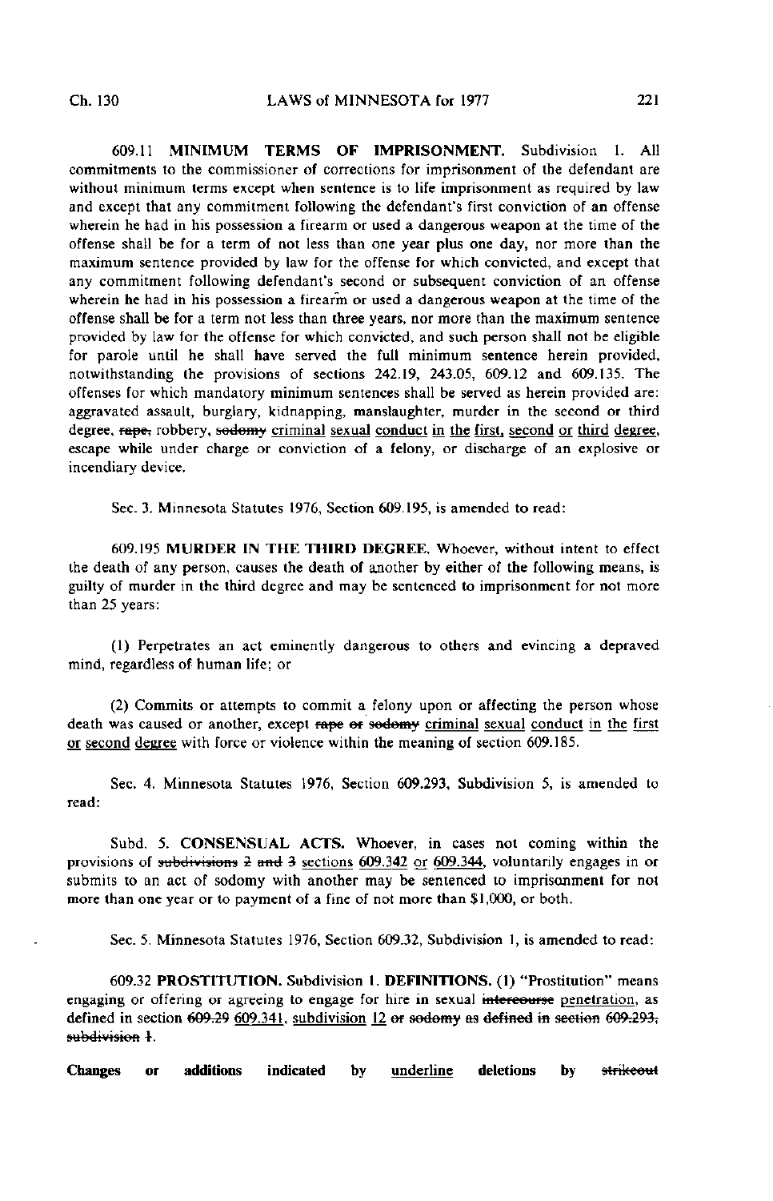609.11 **MINIMUM TERMS OF IMPRISONMENT.** Subdivision 1. All commitments to the commissioner of corrections for imprisonment of the defendant are without minimum terms except when sentence is to life imprisonment as required by law and except that any commitment following the defendant's first conviction of an offense wherein he had in his possession a firearm or used a dangerous weapon at the time of the offense shall be for a term of not less than one year plus one day, nor more than the maximum sentence provided by law for the offense for which convicted, and except that any commitment following defendant's second or subsequent conviction of an offense wherein he had in his possession a firearm or used a dangerous weapon at the time of the offense shall be for a term not less than three years, nor more than the maximum sentence provided by law for the offense for which convicted, and such person shall not be eligible for parole until he shall have served the full minimum sentence herein provided, notwithstanding the provisions of sections 242.19, 243.05, 609.12 and 609.135. The offenses for which mandatory minimum sentences shall be served as herein provided are: aggravated assault, burglary, kidnapping, manslaughter, murder in the second or third degree, ~~rape,~~ robbery, ~~sodomy~~ <u>criminal sexual conduct in the first, second or third degree</u>, escape while under charge or conviction of a felony, or discharge of an explosive or incendiary device.

Sec. 3. Minnesota Statutes 1976, Section 609.195, is amended to read:

609.195 **MURDER IN THE THIRD DEGREE.** Whoever, without intent to effect the death of any person, causes the death of another by either of the following means, is guilty of murder in the third degree and may be sentenced to imprisonment for not more than 25 years:

(1) Perpetrates an act eminently dangerous to others and evincing a depraved mind, regardless of human life; or

(2) Commits or attempts to commit a felony upon or affecting the person whose death was caused or another, except ~~rape or sodomy~~ <u>criminal sexual conduct in the first or second degree</u> with force or violence within the meaning of section 609.185.

Sec. 4. Minnesota Statutes 1976, Section 609.293, Subdivision 5, is amended to read:

Subd. 5. **CONSENSUAL ACTS.** Whoever, in cases not coming within the provisions of ~~subdivisions 2 and 3~~ <u>sections 609.342 or 609.344</u>, voluntarily engages in or submits to an act of sodomy with another may be sentenced to imprisonment for not more than one year or to payment of a fine of not more than $1,000, or both.

Sec. 5. Minnesota Statutes 1976, Section 609.32, Subdivision 1, is amended to read:

609.32 **PROSTITUTION.** Subdivision 1. **DEFINITIONS.** (1) "Prostitution" means engaging or offering or agreeing to engage for hire in sexual ~~intercourse~~ <u>penetration</u>, as defined in section ~~609.29~~ <u>609.341, subdivision 12</u> ~~or sodomy as defined in section 609.293, subdivision 1~~.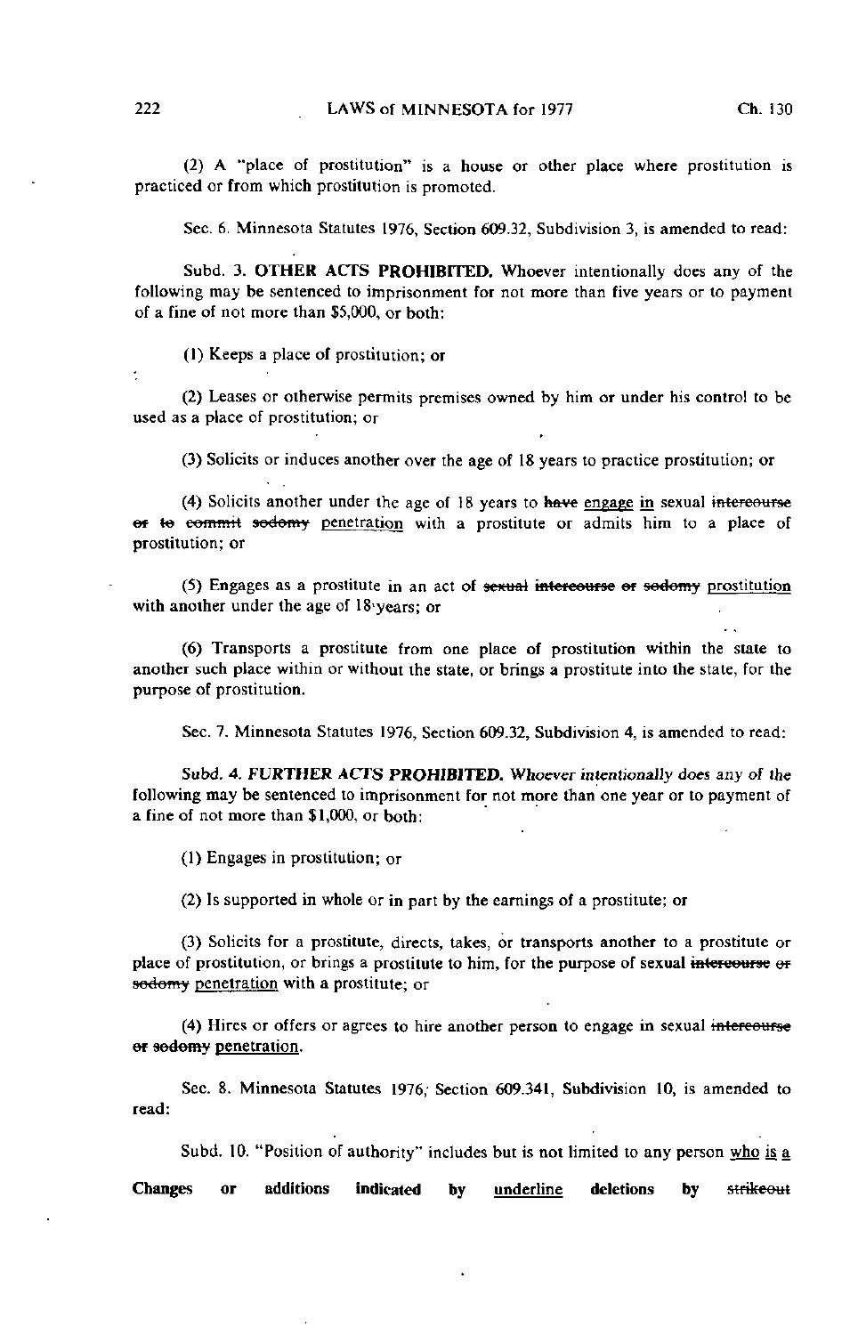(2) A "place of prostitution" is a house or other place where prostitution is practiced or from which prostitution is promoted.

Sec. 6. Minnesota Statutes 1976, Section 609.32, Subdivision 3, is amended to read:

Subd. 3. **OTHER ACTS PROHIBITED.** Whoever intentionally does any of the following may be sentenced to imprisonment for not more than five years or to payment of a fine of not more than $5,000, or both:

(1) Keeps a place of prostitution; or

(2) Leases or otherwise permits premises owned by him or under his control to be used as a place of prostitution; or

(3) Solicits or induces another over the age of 18 years to practice prostitution; or

(4) Solicits another under the age of 18 years to ~~have~~ <u>engage in</u> sexual ~~intercourse or to commit sodomy~~ <u>penetration</u> with a prostitute or admits him to a place of prostitution; or

(5) Engages as a prostitute in an act of ~~sexual intercourse or sodomy~~ <u>prostitution</u> with another under the age of 18 years; or

(6) Transports a prostitute from one place of prostitution within the state to another such place within or without the state, or brings a prostitute into the state, for the purpose of prostitution.

Sec. 7. Minnesota Statutes 1976, Section 609.32, Subdivision 4, is amended to read:

Subd. 4. *FURTHER ACTS PROHIBITED.* Whoever intentionally does any of the following may be sentenced to imprisonment for not more than one year or to payment of a fine of not more than $1,000, or both:

(1) Engages in prostitution; or

(2) Is supported in whole or in part by the earnings of a prostitute; or

(3) Solicits for a prostitute, directs, takes, or transports another to a prostitute or place of prostitution, or brings a prostitute to him, for the purpose of sexual ~~intercourse or sodomy~~ <u>penetration</u> with a prostitute; or

(4) Hires or offers or agrees to hire another person to engage in sexual ~~intercourse or sodomy~~ <u>penetration</u>.

Sec. 8. Minnesota Statutes 1976, Section 609.341, Subdivision 10, is amended to read:

Subd. 10. "Position of authority" includes but is not limited to any person <u>who is a</u>

**Changes or additions indicated by** <u>underline</u> **deletions by** ~~strikeout~~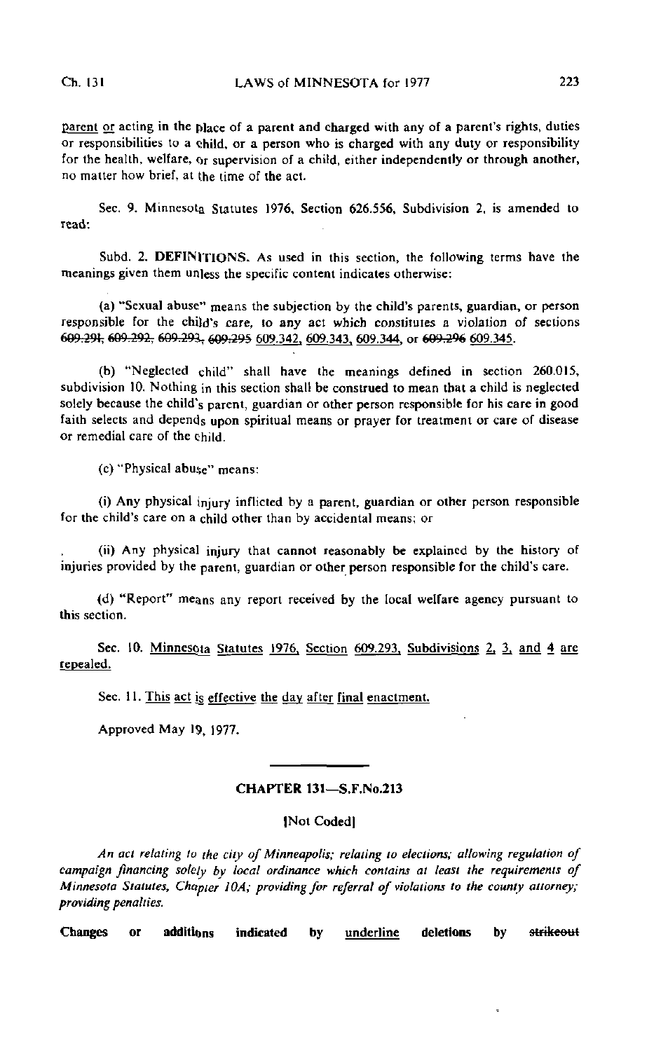<u>parent</u> <u>or</u> acting in the place of a parent and charged with any of a parent's rights, duties or responsibilities to a child, or a person who is charged with any duty or responsibility for the health, welfare, or supervision of a child, either independently or through another, no matter how brief, at the time of the act.

Sec. 9. Minnesota Statutes 1976, Section 626.556, Subdivision 2, is amended to read:

Subd. 2. **DEFINITIONS.** As used in this section, the following terms have the meanings given them unless the specific content indicates otherwise:

(a) "Sexual abuse" means the subjection by the child's parents, guardian, or person responsible for the child's care, to any act which constitutes a violation of sections ~~609.291, 609.292, 609.293, 609.295~~ <u>609.342, 609.343, 609.344</u>, or ~~609.296~~ <u>609.345</u>.

(b) "Neglected child" shall have the meanings defined in section 260.015, subdivision 10. Nothing in this section shall be construed to mean that a child is neglected solely because the child's parent, guardian or other person responsible for his care in good faith selects and depends upon spiritual means or prayer for treatment or care of disease or remedial care of the child.

(c) "Physical abuse" means:

(i) Any physical injury inflicted by a parent, guardian or other person responsible for the child's care on a child other than by accidental means; or

(ii) Any physical injury that cannot reasonably be explained by the history of injuries provided by the parent, guardian or other person responsible for the child's care.

(d) "Report" means any report received by the local welfare agency pursuant to this section.

Sec. 10. <u>Minnesota Statutes 1976, Section 609.293, Subdivisions 2, 3, and 4 are repealed.</u>

Sec. 11. <u>This act is effective the day after final enactment.</u>

Approved May 19, 1977.

---

## CHAPTER 131—S.F.No.213

[Not Coded]

*An act relating to the city of Minneapolis; relating to elections; allowing regulation of campaign financing solely by local ordinance which contains at least the requirements of Minnesota Statutes, Chapter 10A; providing for referral of violations to the county attorney; providing penalties.*

**Changes or additions indicated by <u>underline</u> deletions by ~~strikeout~~**